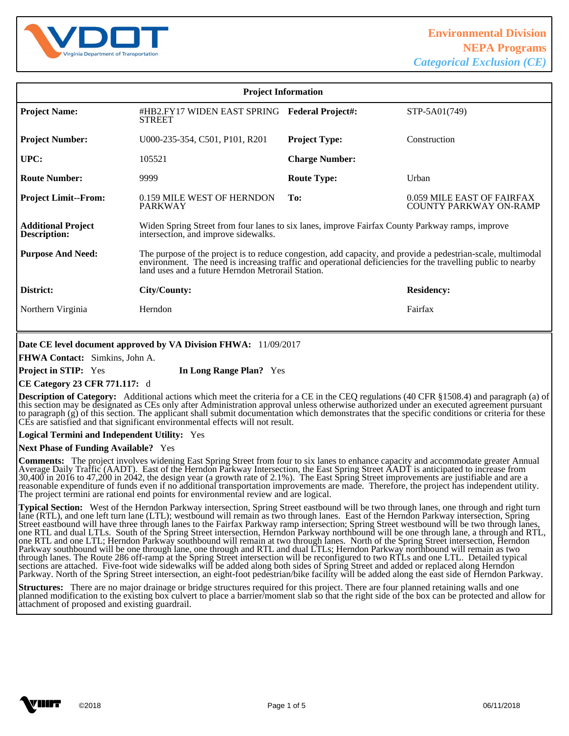**Environmental Division**
**NEPA Programs**
***Categorical Exclusion (CE)***

## Project Information

| | | | |
|---|---|---|---|
| **Project Name:** | #HB2.FY17 WIDEN EAST SPRING STREET | **Federal Project#:** | STP-5A01(749) |
| **Project Number:** | U000-235-354, C501, P101, R201 | **Project Type:** | Construction |
| **UPC:** | 105521 | **Charge Number:** | |
| **Route Number:** | 9999 | **Route Type:** | Urban |
| **Project Limit--From:** | 0.159 MILE WEST OF HERNDON PARKWAY | **To:** | 0.059 MILE EAST OF FAIRFAX COUNTY PARKWAY ON-RAMP |
| **Additional Project Description:** | Widen Spring Street from four lanes to six lanes, improve Fairfax County Parkway ramps, improve intersection, and improve sidewalks. | | |
| **Purpose And Need:** | The purpose of the project is to reduce congestion, add capacity, and provide a pedestrian-scale, multimodal environment. The need is increasing traffic and operational deficiencies for the travelling public to nearby land uses and a future Herndon Metrorail Station. | | |
| **District:** | **City/County:** | | **Residency:** |
| Northern Virginia | Herndon | | Fairfax |

**Date CE level document approved by VA Division FHWA:** 11/09/2017

**FHWA Contact:** Simkins, John A.

**Project in STIP:** Yes **In Long Range Plan?** Yes

**CE Category 23 CFR 771.117:** d

**Description of Category:** Additional actions which meet the criteria for a CE in the CEQ regulations (40 CFR §1508.4) and paragraph (a) of this section may be designated as CEs only after Administration approval unless otherwise authorized under an executed agreement pursuant to paragraph (g) of this section. The applicant shall submit documentation which demonstrates that the specific conditions or criteria for these CEs are satisfied and that significant environmental effects will not result.

**Logical Termini and Independent Utility:** Yes

**Next Phase of Funding Available?** Yes

**Comments:** The project involves widening East Spring Street from four to six lanes to enhance capacity and accommodate greater Annual Average Daily Traffic (AADT). East of the Herndon Parkway Intersection, the East Spring Street AADT is anticipated to increase from 30,400 in 2016 to 47,200 in 2042, the design year (a growth rate of 2.1%). The East Spring Street improvements are justifiable and are a reasonable expenditure of funds even if no additional transportation improvements are made. Therefore, the project has independent utility. The project termini are rational end points for environmental review and are logical.

**Typical Section:** West of the Herndon Parkway intersection, Spring Street eastbound will be two through lanes, one through and right turn lane (RTL), and one left turn lane (LTL); westbound will remain as two through lanes. East of the Herndon Parkway intersection, Spring Street eastbound will have three through lanes to the Fairfax Parkway ramp intersection; Spring Street westbound will be two through lanes, one RTL and dual LTLs. South of the Spring Street intersection, Herndon Parkway northbound will be one through lane, a through and RTL, one RTL and one LTL; Herndon Parkway southbound will remain at two through lanes. North of the Spring Street intersection, Herndon Parkway southbound will be one through lane, one through and RTL and dual LTLs; Herndon Parkway northbound will remain as two through lanes. The Route 286 off-ramp at the Spring Street intersection will be reconfigured to two RTLs and one LTL. Detailed typical sections are attached. Five-foot wide sidewalks will be added along both sides of Spring Street and added or replaced along Herndon Parkway. North of the Spring Street intersection, an eight-foot pedestrian/bike facility will be added along the east side of Herndon Parkway.

**Structures:** There are no major drainage or bridge structures required for this project. There are four planned retaining walls and one planned modification to the existing box culvert to place a barrier/moment slab so that the right side of the box can be protected and allow for attachment of proposed and existing guardrail.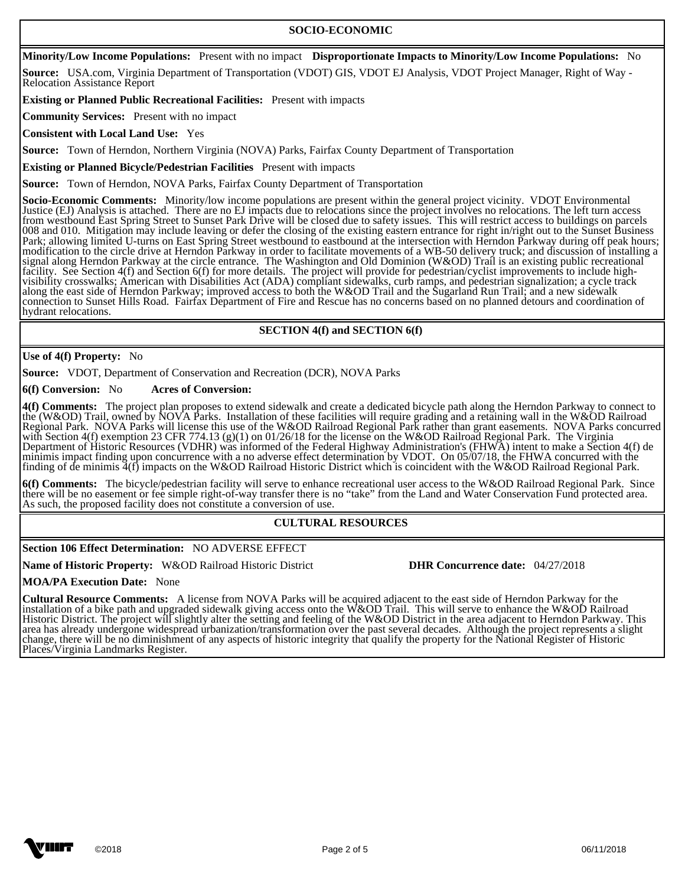## SOCIO-ECONOMIC

**Minority/Low Income Populations:** Present with no impact **Disproportionate Impacts to Minority/Low Income Populations:** No

**Source:** USA.com, Virginia Department of Transportation (VDOT) GIS, VDOT EJ Analysis, VDOT Project Manager, Right of Way - Relocation Assistance Report

**Existing or Planned Public Recreational Facilities:** Present with impacts

**Community Services:** Present with no impact

**Consistent with Local Land Use:** Yes

**Source:** Town of Herndon, Northern Virginia (NOVA) Parks, Fairfax County Department of Transportation

**Existing or Planned Bicycle/Pedestrian Facilities** Present with impacts

**Source:** Town of Herndon, NOVA Parks, Fairfax County Department of Transportation

**Socio-Economic Comments:** Minority/low income populations are present within the general project vicinity. VDOT Environmental Justice (EJ) Analysis is attached. There are no EJ impacts due to relocations since the project involves no relocations. The left turn access from westbound East Spring Street to Sunset Park Drive will be closed due to safety issues. This will restrict access to buildings on parcels 008 and 010. Mitigation may include leaving or defer the closing of the existing eastern entrance for right in/right out to the Sunset Business Park; allowing limited U-turns on East Spring Street westbound to eastbound at the intersection with Herndon Parkway during off peak hours; modification to the circle drive at Herndon Parkway in order to facilitate movements of a WB-50 delivery truck; and discussion of installing a signal along Herndon Parkway at the circle entrance. The Washington and Old Dominion (W&OD) Trail is an existing public recreational facility. See Section 4(f) and Section 6(f) for more details. The project will provide for pedestrian/cyclist improvements to include high-visibility crosswalks; American with Disabilities Act (ADA) compliant sidewalks, curb ramps, and pedestrian signalization; a cycle track along the east side of Herndon Parkway; improved access to both the W&OD Trail and the Sugarland Run Trail; and a new sidewalk connection to Sunset Hills Road. Fairfax Department of Fire and Rescue has no concerns based on no planned detours and coordination of hydrant relocations.

## SECTION 4(f) and SECTION 6(f)

**Use of 4(f) Property:** No

**Source:** VDOT, Department of Conservation and Recreation (DCR), NOVA Parks

**6(f) Conversion:** No **Acres of Conversion:**

**4(f) Comments:** The project plan proposes to extend sidewalk and create a dedicated bicycle path along the Herndon Parkway to connect to the (W&OD) Trail, owned by NOVA Parks. Installation of these facilities will require grading and a retaining wall in the W&OD Railroad Regional Park. NOVA Parks will license this use of the W&OD Railroad Regional Park rather than grant easements. NOVA Parks concurred with Section 4(f) exemption 23 CFR 774.13 (g)(1) on 01/26/18 for the license on the W&OD Railroad Regional Park. The Virginia Department of Historic Resources (VDHR) was informed of the Federal Highway Administration's (FHWA) intent to make a Section 4(f) de minimis impact finding upon concurrence with a no adverse effect determination by VDOT. On 05/07/18, the FHWA concurred with the finding of de minimis 4(f) impacts on the W&OD Railroad Historic District which is coincident with the W&OD Railroad Regional Park.

**6(f) Comments:** The bicycle/pedestrian facility will serve to enhance recreational user access to the W&OD Railroad Regional Park. Since there will be no easement or fee simple right-of-way transfer there is no "take" from the Land and Water Conservation Fund protected area. As such, the proposed facility does not constitute a conversion of use.

## CULTURAL RESOURCES

**Section 106 Effect Determination:** NO ADVERSE EFFECT

**Name of Historic Property:** W&OD Railroad Historic District **DHR Concurrence date:** 04/27/2018

**MOA/PA Execution Date:** None

**Cultural Resource Comments:** A license from NOVA Parks will be acquired adjacent to the east side of Herndon Parkway for the installation of a bike path and upgraded sidewalk giving access onto the W&OD Trail. This will serve to enhance the W&OD Railroad Historic District. The project will slightly alter the setting and feeling of the W&OD District in the area adjacent to Herndon Parkway. This area has already undergone widespread urbanization/transformation over the past several decades. Although the project represents a slight change, there will be no diminishment of any aspects of historic integrity that qualify the property for the National Register of Historic Places/Virginia Landmarks Register.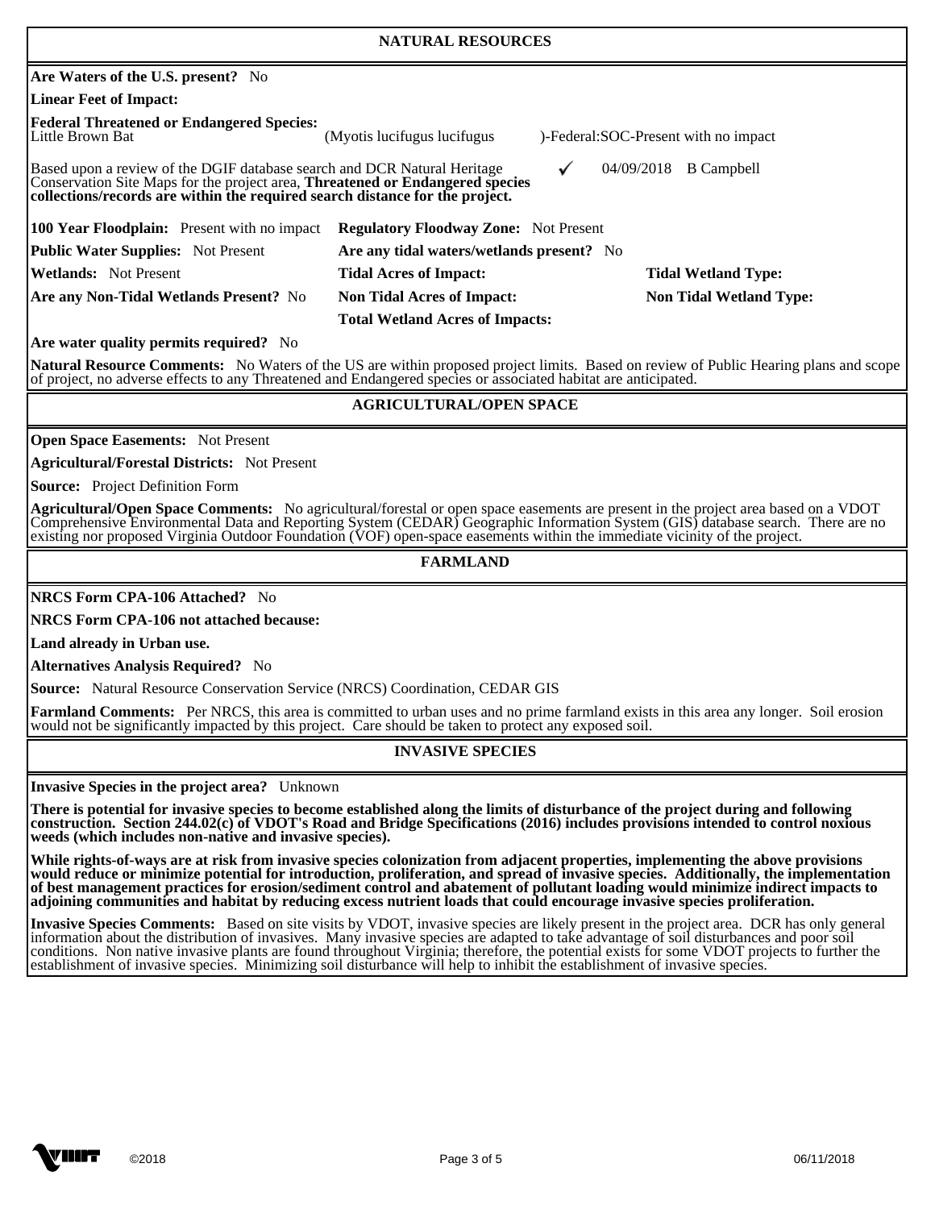## NATURAL RESOURCES

**Are Waters of the U.S. present?** No

**Linear Feet of Impact:**

**Federal Threatened or Endangered Species:**
Little Brown Bat (Myotis lucifugus lucifugus )-Federal:SOC-Present with no impact

Based upon a review of the DGIF database search and DCR Natural Heritage Conservation Site Maps for the project area, **Threatened or Endangered species collections/records are within the required search distance for the project.** ✓ 04/09/2018 B Campbell

| | | |
|---|---|---|
| **100 Year Floodplain:** Present with no impact | **Regulatory Floodway Zone:** Not Present | |
| **Public Water Supplies:** Not Present | **Are any tidal waters/wetlands present?** No | |
| **Wetlands:** Not Present | **Tidal Acres of Impact:** | **Tidal Wetland Type:** |
| **Are any Non-Tidal Wetlands Present?** No | **Non Tidal Acres of Impact:** | **Non Tidal Wetland Type:** |
| | **Total Wetland Acres of Impacts:** | |

**Are water quality permits required?** No

**Natural Resource Comments:** No Waters of the US are within proposed project limits. Based on review of Public Hearing plans and scope of project, no adverse effects to any Threatened and Endangered species or associated habitat are anticipated.

## AGRICULTURAL/OPEN SPACE

**Open Space Easements:** Not Present

**Agricultural/Forestal Districts:** Not Present

**Source:** Project Definition Form

**Agricultural/Open Space Comments:** No agricultural/forestal or open space easements are present in the project area based on a VDOT Comprehensive Environmental Data and Reporting System (CEDAR) Geographic Information System (GIS) database search. There are no existing nor proposed Virginia Outdoor Foundation (VOF) open-space easements within the immediate vicinity of the project.

## FARMLAND

**NRCS Form CPA-106 Attached?** No

**NRCS Form CPA-106 not attached because:**

**Land already in Urban use.**

**Alternatives Analysis Required?** No

**Source:** Natural Resource Conservation Service (NRCS) Coordination, CEDAR GIS

**Farmland Comments:** Per NRCS, this area is committed to urban uses and no prime farmland exists in this area any longer. Soil erosion would not be significantly impacted by this project. Care should be taken to protect any exposed soil.

## INVASIVE SPECIES

**Invasive Species in the project area?** Unknown

**There is potential for invasive species to become established along the limits of disturbance of the project during and following construction. Section 244.02(c) of VDOT's Road and Bridge Specifications (2016) includes provisions intended to control noxious weeds (which includes non-native and invasive species).**

**While rights-of-ways are at risk from invasive species colonization from adjacent properties, implementing the above provisions would reduce or minimize potential for introduction, proliferation, and spread of invasive species. Additionally, the implementation of best management practices for erosion/sediment control and abatement of pollutant loading would minimize indirect impacts to adjoining communities and habitat by reducing excess nutrient loads that could encourage invasive species proliferation.**

**Invasive Species Comments:** Based on site visits by VDOT, invasive species are likely present in the project area. DCR has only general information about the distribution of invasives. Many invasive species are adapted to take advantage of soil disturbances and poor soil conditions. Non native invasive plants are found throughout Virginia; therefore, the potential exists for some VDOT projects to further the establishment of invasive species. Minimizing soil disturbance will help to inhibit the establishment of invasive species.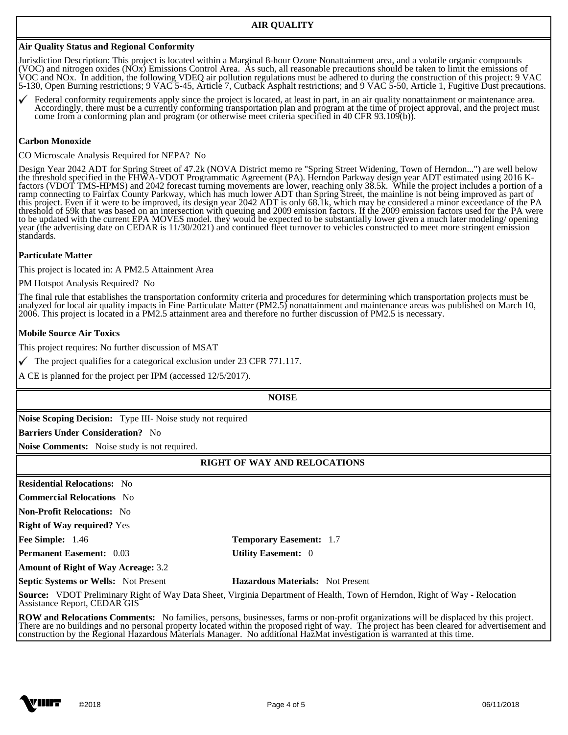## AIR QUALITY

**Air Quality Status and Regional Conformity**

Jurisdiction Description: This project is located within a Marginal 8-hour Ozone Nonattainment area, and a volatile organic compounds (VOC) and nitrogen oxides (NOx) Emissions Control Area. As such, all reasonable precautions should be taken to limit the emissions of VOC and NOx. In addition, the following VDEQ air pollution regulations must be adhered to during the construction of this project: 9 VAC 5-130, Open Burning restrictions; 9 VAC 5-45, Article 7, Cutback Asphalt restrictions; and 9 VAC 5-50, Article 1, Fugitive Dust precautions.

✓ Federal conformity requirements apply since the project is located, at least in part, in an air quality nonattainment or maintenance area. Accordingly, there must be a currently conforming transportation plan and program at the time of project approval, and the project must come from a conforming plan and program (or otherwise meet criteria specified in 40 CFR 93.109(b)).

**Carbon Monoxide**

CO Microscale Analysis Required for NEPA? No

Design Year 2042 ADT for Spring Street of 47.2k (NOVA District memo re "Spring Street Widening, Town of Herndon...") are well below the threshold specified in the FHWA-VDOT Programmatic Agreement (PA). Herndon Parkway design year ADT estimated using 2016 K-factors (VDOT TMS-HPMS) and 2042 forecast turning movements are lower, reaching only 38.5k. While the project includes a portion of a ramp connecting to Fairfax County Parkway, which has much lower ADT than Spring Street, the mainline is not being improved as part of this project. Even if it were to be improved, its design year 2042 ADT is only 68.1k, which may be considered a minor exceedance of the PA threshold of 59k that was based on an intersection with queuing and 2009 emission factors. If the 2009 emission factors used for the PA were to be updated with the current EPA MOVES model. they would be expected to be substantially lower given a much later modeling/ opening year (the advertising date on CEDAR is 11/30/2021) and continued fleet turnover to vehicles constructed to meet more stringent emission standards.

**Particulate Matter**

This project is located in: A PM2.5 Attainment Area

PM Hotspot Analysis Required? No

The final rule that establishes the transportation conformity criteria and procedures for determining which transportation projects must be analyzed for local air quality impacts in Fine Particulate Matter (PM2.5) nonattainment and maintenance areas was published on March 10, 2006. This project is located in a PM2.5 attainment area and therefore no further discussion of PM2.5 is necessary.

**Mobile Source Air Toxics**

This project requires: No further discussion of MSAT

✓ The project qualifies for a categorical exclusion under 23 CFR 771.117.

A CE is planned for the project per IPM (accessed 12/5/2017).

## NOISE

**Noise Scoping Decision:** Type III- Noise study not required

**Barriers Under Consideration?** No

**Noise Comments:** Noise study is not required.

## RIGHT OF WAY AND RELOCATIONS

**Residential Relocations:** No

**Commercial Relocations** No

**Non-Profit Relocations:** No

**Right of Way required?** Yes

**Fee Simple:** 1.46

**Temporary Easement:** 1.7

**Permanent Easement:** 0.03

**Utility Easement:** 0

**Amount of Right of Way Acreage:** 3.2

**Septic Systems or Wells:** Not Present

**Hazardous Materials:** Not Present

**Source:** VDOT Preliminary Right of Way Data Sheet, Virginia Department of Health, Town of Herndon, Right of Way - Relocation Assistance Report, CEDAR GIS

**ROW and Relocations Comments:** No families, persons, businesses, farms or non-profit organizations will be displaced by this project. There are no buildings and no personal property located within the proposed right of way. The project has been cleared for advertisement and construction by the Regional Hazardous Materials Manager. No additional HazMat investigation is warranted at this time.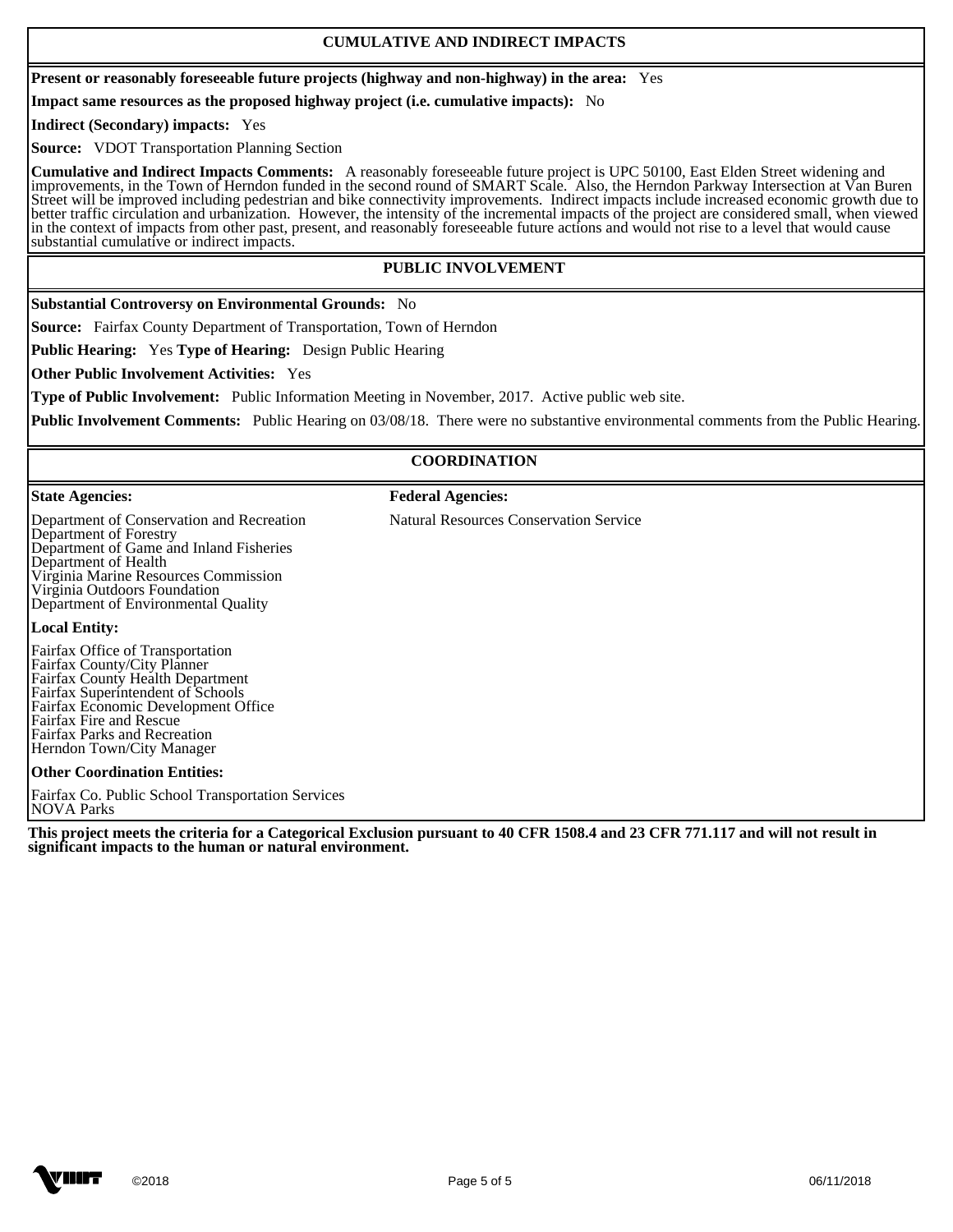## CUMULATIVE AND INDIRECT IMPACTS

**Present or reasonably foreseeable future projects (highway and non-highway) in the area:** Yes

**Impact same resources as the proposed highway project (i.e. cumulative impacts):** No

**Indirect (Secondary) impacts:** Yes

**Source:** VDOT Transportation Planning Section

**Cumulative and Indirect Impacts Comments:** A reasonably foreseeable future project is UPC 50100, East Elden Street widening and improvements, in the Town of Herndon funded in the second round of SMART Scale. Also, the Herndon Parkway Intersection at Van Buren Street will be improved including pedestrian and bike connectivity improvements. Indirect impacts include increased economic growth due to better traffic circulation and urbanization. However, the intensity of the incremental impacts of the project are considered small, when viewed in the context of impacts from other past, present, and reasonably foreseeable future actions and would not rise to a level that would cause substantial cumulative or indirect impacts.

## PUBLIC INVOLVEMENT

**Substantial Controversy on Environmental Grounds:** No

**Source:** Fairfax County Department of Transportation, Town of Herndon

**Public Hearing:** Yes **Type of Hearing:** Design Public Hearing

**Other Public Involvement Activities:** Yes

**Type of Public Involvement:** Public Information Meeting in November, 2017. Active public web site.

**Public Involvement Comments:** Public Hearing on 03/08/18. There were no substantive environmental comments from the Public Hearing.

## COORDINATION

**State Agencies:**

Department of Conservation and Recreation
Department of Forestry
Department of Game and Inland Fisheries
Department of Health
Virginia Marine Resources Commission
Virginia Outdoors Foundation
Department of Environmental Quality

**Federal Agencies:**

Natural Resources Conservation Service

**Local Entity:**

Fairfax Office of Transportation
Fairfax County/City Planner
Fairfax County Health Department
Fairfax Superintendent of Schools
Fairfax Economic Development Office
Fairfax Fire and Rescue
Fairfax Parks and Recreation
Herndon Town/City Manager

**Other Coordination Entities:**

Fairfax Co. Public School Transportation Services
NOVA Parks

**This project meets the criteria for a Categorical Exclusion pursuant to 40 CFR 1508.4 and 23 CFR 771.117 and will not result in significant impacts to the human or natural environment.**